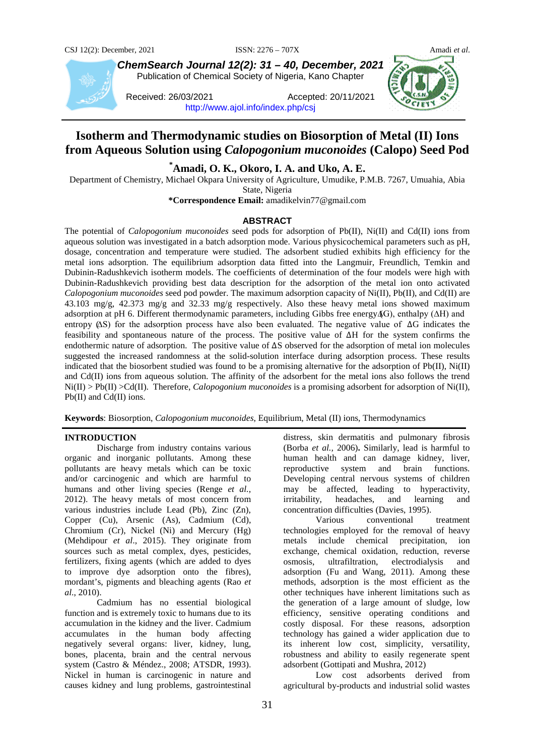# Isotherm and Thermodynamic studies on Biosorption of Metal (II) Ions from Aqueous Solution using *Calopogonium muconoides* (Calopo) Seed Pod

**\*Amadi, O. K., Okoro, I. A. and Uko, A. E.**

Department of Chemistry, Michael Okpara University of Agriculture, Umudike, P.M.B. 7267, Umuahia, Abia State, Nigeria

**\*Correspondence Email:** amadikelvin77@gmail.com

Received: 26/03/2021 Accepted: 20/11/2021

http://www.ajol.info/index.php/csj

## ABSTRACT

The potential of *Calopogonium muconoides* seed pods for adsorption of Pb(II), Ni(II) and Cd(II) ions from aqueous solution was investigated in a batch adsorption mode. Various physicochemical parameters such as pH, dosage, concentration and temperature were studied. The adsorbent studied exhibits high efficiency for the metal ions adsorption. The equilibrium adsorption data fitted into the Langmuir, Freundlich, Temkin and Dubinin-Radushkevich isotherm models. The coefficients of determination of the four models were high with Dubinin-Radushkevich providing best data description for the adsorption of the metal ion onto activated *Calopogonium muconoides* seed pod powder. The maximum adsorption capacity of Ni(II), Pb(II), and Cd(II) are 43.103 mg/g, 42.373 mg/g and 32.33 mg/g respectively. Also these heavy metal ions showed maximum adsorption at pH 6. Different thermodynamic parameters, including Gibbs free energy (ΔG), enthalpy (ΔH) and entropy (ΔS) for the adsorption process have also been evaluated. The negative value of ΔG indicates the feasibility and spontaneous nature of the process. The positive value of ΔH for the system confirms the endothermic nature of adsorption. The positive value of ΔS observed for the adsorption of metal ion molecules suggested the increased randomness at the solid-solution interface during adsorption process. These results indicated that the biosorbent studied was found to be a promising alternative for the adsorption of Pb(II), Ni(II) and Cd(II) ions from aqueous solution. The affinity of the adsorbent for the metal ions also follows the trend Ni(II) > Pb(II) >Cd(II). Therefore, *Calopogonium muconoides* is a promising adsorbent for adsorption of Ni(II), Pb(II) and Cd(II) ions.

**Keywords**: Biosorption, *Calopogonium muconoides*, Equilibrium, Metal (II) ions, Thermodynamics

## INTRODUCTION

Discharge from industry contains various organic and inorganic pollutants. Among these pollutants are heavy metals which can be toxic and/or carcinogenic and which are harmful to humans and other living species (Renge *et al.*, 2012). The heavy metals of most concern from various industries include Lead (Pb), Zinc (Zn), Copper (Cu), Arsenic (As), Cadmium (Cd), Chromium (Cr), Nickel (Ni) and Mercury (Hg) (Mehdipour *et al*., 2015). They originate from sources such as metal complex, dyes, pesticides, fertilizers, fixing agents (which are added to dyes to improve dye adsorption onto the fibres), mordant's, pigments and bleaching agents (Rao *et al*., 2010).

Cadmium has no essential biological function and is extremely toxic to humans due to its accumulation in the kidney and the liver. Cadmium accumulates in the human body affecting negatively several organs: liver, kidney, lung, bones, placenta, brain and the central nervous system (Castro & Méndez., 2008; ATSDR, 1993). Nickel in human is carcinogenic in nature and causes kidney and lung problems, gastrointestinal distress, skin dermatitis and pulmonary fibrosis (Borba *et al.,* 2006)**.** Similarly, lead is harmful to human health and can damage kidney, liver, reproductive system and brain functions. Developing central nervous systems of children may be affected, leading to hyperactivity, irritability, headaches, and learning and concentration difficulties (Davies, 1995).

Various conventional treatment technologies employed for the removal of heavy metals include chemical precipitation, ion exchange, chemical oxidation, reduction, reverse osmosis, ultrafiltration, electrodialysis and adsorption (Fu and Wang, 2011). Among these methods, adsorption is the most efficient as the other techniques have inherent limitations such as the generation of a large amount of sludge, low efficiency, sensitive operating conditions and costly disposal. For these reasons, adsorption technology has gained a wider application due to its inherent low cost, simplicity, versatility, robustness and ability to easily regenerate spent adsorbent (Gottipati and Mushra, 2012)

Low cost adsorbents derived from agricultural by-products and industrial solid wastes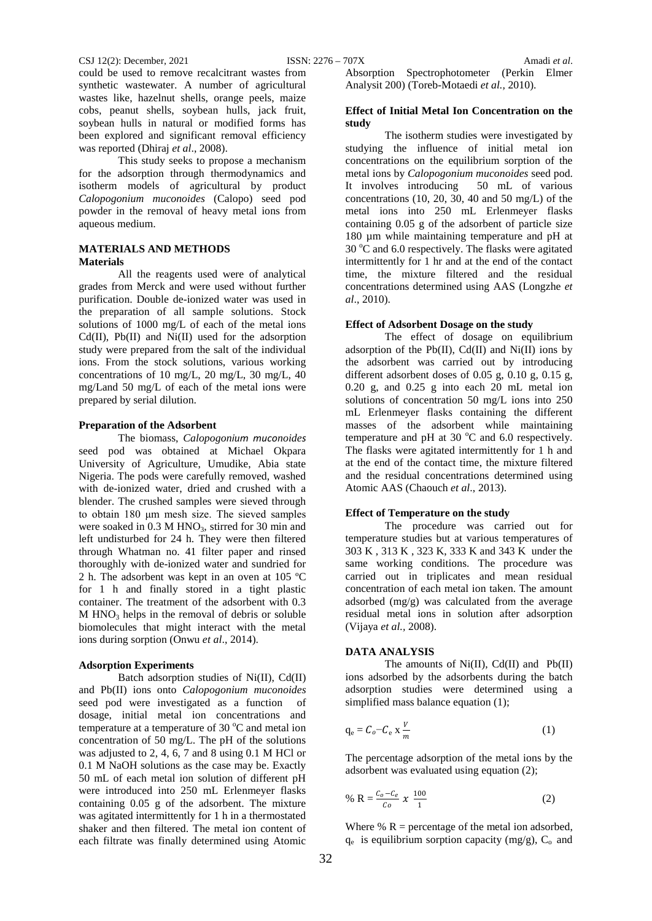could be used to remove recalcitrant wastes from synthetic wastewater. A number of agricultural wastes like, hazelnut shells, orange peels, maize cobs, peanut shells, soybean hulls, jack fruit, soybean hulls in natural or modified forms has been explored and significant removal efficiency was reported (Dhiraj *et al*., 2008).

This study seeks to propose a mechanism for the adsorption through thermodynamics and isotherm models of agricultural by product *Calopogonium muconoides* (Calopo) seed pod powder in the removal of heavy metal ions from aqueous medium.

## MATERIALS AND METHODS

### Materials

All the reagents used were of analytical grades from Merck and were used without further purification. Double de-ionized water was used in the preparation of all sample solutions. Stock solutions of 1000 mg/L of each of the metal ions Cd(II), Pb(II) and Ni(II) used for the adsorption study were prepared from the salt of the individual ions. From the stock solutions, various working concentrations of 10 mg/L, 20 mg/L, 30 mg/L, 40 mg/Land 50 mg/L of each of the metal ions were prepared by serial dilution.

### Preparation of the Adsorbent

The biomass, *Calopogonium muconoides* seed pod was obtained at Michael Okpara University of Agriculture, Umudike, Abia state Nigeria. The pods were carefully removed, washed with de-ionized water, dried and crushed with a blender. The crushed samples were sieved through to obtain 180 µm mesh size. The sieved samples were soaked in 0.3 M $HNO_3$, stirred for 30 min and left undisturbed for 24 h. They were then filtered through Whatman no. 41 filter paper and rinsed thoroughly with de-ionized water and sundried for 2 h. The adsorbent was kept in an oven at 105 ºC for 1 h and finally stored in a tight plastic container. The treatment of the adsorbent with 0.3 M $HNO_3$ helps in the removal of debris or soluble biomolecules that might interact with the metal ions during sorption (Onwu *et al*., 2014).

### Adsorption Experiments

Batch adsorption studies of Ni(II), Cd(II) and Pb(II) ions onto *Calopogonium muconoides* seed pod were investigated as a function of dosage, initial metal ion concentrations and temperature at a temperature of 30 $^{o}$C and metal ion concentration of 50 mg/L. The pH of the solutions was adjusted to 2, 4, 6, 7 and 8 using 0.1 M HCl or 0.1 M NaOH solutions as the case may be. Exactly 50 mL of each metal ion solution of different pH were introduced into 250 mL Erlenmeyer flasks containing 0.05 g of the adsorbent. The mixture was agitated intermittently for 1 h in a thermostated shaker and then filtered. The metal ion content of each filtrate was finally determined using Atomic Absorption Spectrophotometer (Perkin Elmer Analysit 200) (Toreb-Motaedi *et al.,* 2010).

### Effect of Initial Metal Ion Concentration on the study

The isotherm studies were investigated by studying the influence of initial metal ion concentrations on the equilibrium sorption of the metal ions by *Calopogonium muconoides* seed pod. It involves introducing 50 mL of various concentrations (10, 20, 30, 40 and 50 mg/L) of the metal ions into 250 mL Erlenmeyer flasks containing 0.05 g of the adsorbent of particle size 180 µm while maintaining temperature and pH at 30 $^{o}$C and 6.0 respectively. The flasks were agitated intermittently for 1 hr and at the end of the contact time, the mixture filtered and the residual concentrations determined using AAS (Longzhe *et al*., 2010).

### Effect of Adsorbent Dosage on the study

The effect of dosage on equilibrium adsorption of the Pb(II), Cd(II) and Ni(II) ions by the adsorbent was carried out by introducing different adsorbent doses of 0.05 g, 0.10 g, 0.15 g, 0.20 g, and 0.25 g into each 20 mL metal ion solutions of concentration 50 mg/L ions into 250 mL Erlenmeyer flasks containing the different masses of the adsorbent while maintaining temperature and pH at 30 $^{o}$C and 6.0 respectively. The flasks were agitated intermittently for 1 h and at the end of the contact time, the mixture filtered and the residual concentrations determined using Atomic AAS (Chaouch *et al*., 2013).

### Effect of Temperature on the study

The procedure was carried out for temperature studies but at various temperatures of 303 K , 313 K , 323 K, 333 K and 343 K under the same working conditions. The procedure was carried out in triplicates and mean residual concentration of each metal ion taken. The amount adsorbed (mg/g) was calculated from the average residual metal ions in solution after adsorption (Vijaya *et al.*, 2008).

## DATA ANALYSIS

The amounts of Ni(II), Cd(II) and Pb(II) ions adsorbed by the adsorbents during the batch adsorption studies were determined using a simplified mass balance equation (1);

$$q_e = C_o - C_e \text{ x } \frac{V}{m} \quad (1)$$

The percentage adsorption of the metal ions by the adsorbent was evaluated using equation (2);

$$\% \text{ R} = \frac{C_o - C_e}{Co} \ x \ \frac{100}{1} \quad (2)$$

Where % R = percentage of the metal ion adsorbed, $q_e$ is equilibrium sorption capacity (mg/g), $C_o$ and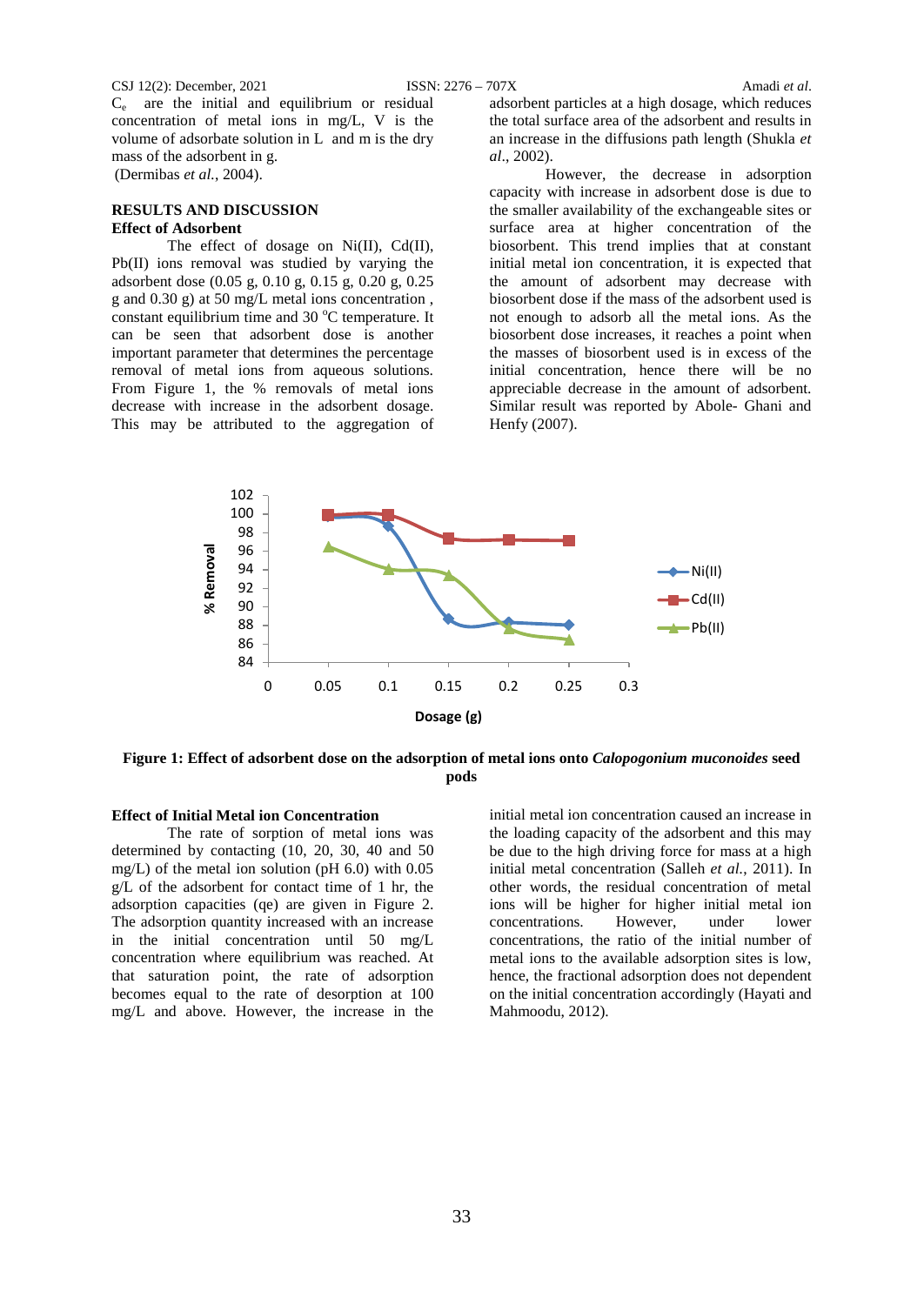$C_e$ are the initial and equilibrium or residual concentration of metal ions in mg/L, V is the volume of adsorbate solution in L and m is the dry mass of the adsorbent in g.
(Dermibas *et al.*, 2004).

## RESULTS AND DISCUSSION

### Effect of Adsorbent

The effect of dosage on Ni(II), Cd(II), Pb(II) ions removal was studied by varying the adsorbent dose (0.05 g, 0.10 g, 0.15 g, 0.20 g, 0.25 g and 0.30 g) at 50 mg/L metal ions concentration , constant equilibrium time and 30 °C temperature. It can be seen that adsorbent dose is another important parameter that determines the percentage removal of metal ions from aqueous solutions. From Figure 1, the % removals of metal ions decrease with increase in the adsorbent dosage. This may be attributed to the aggregation of adsorbent particles at a high dosage, which reduces the total surface area of the adsorbent and results in an increase in the diffusions path length (Shukla *et al.*, 2002).

However, the decrease in adsorption capacity with increase in adsorbent dose is due to the smaller availability of the exchangeable sites or surface area at higher concentration of the biosorbent. This trend implies that at constant initial metal ion concentration, it is expected that the amount of adsorbent may decrease with biosorbent dose if the mass of the adsorbent used is not enough to adsorb all the metal ions. As the biosorbent dose increases, it reaches a point when the masses of biosorbent used is in excess of the initial concentration, hence there will be no appreciable decrease in the amount of adsorbent. Similar result was reported by Abole- Ghani and Henfy (2007).

**Figure 1: Effect of adsorbent dose on the adsorption of metal ions onto *Calopogonium muconoides* seed pods**

### Effect of Initial Metal ion Concentration

The rate of sorption of metal ions was determined by contacting (10, 20, 30, 40 and 50 mg/L) of the metal ion solution (pH 6.0) with 0.05 g/L of the adsorbent for contact time of 1 hr, the adsorption capacities (qe) are given in Figure 2. The adsorption quantity increased with an increase in the initial concentration until 50 mg/L concentration where equilibrium was reached. At that saturation point, the rate of adsorption becomes equal to the rate of desorption at 100 mg/L and above. However, the increase in the initial metal ion concentration caused an increase in the loading capacity of the adsorbent and this may be due to the high driving force for mass at a high initial metal concentration (Salleh *et al.*, 2011). In other words, the residual concentration of metal ions will be higher for higher initial metal ion concentrations. However, under lower concentrations, the ratio of the initial number of metal ions to the available adsorption sites is low, hence, the fractional adsorption does not dependent on the initial concentration accordingly (Hayati and Mahmoodu, 2012).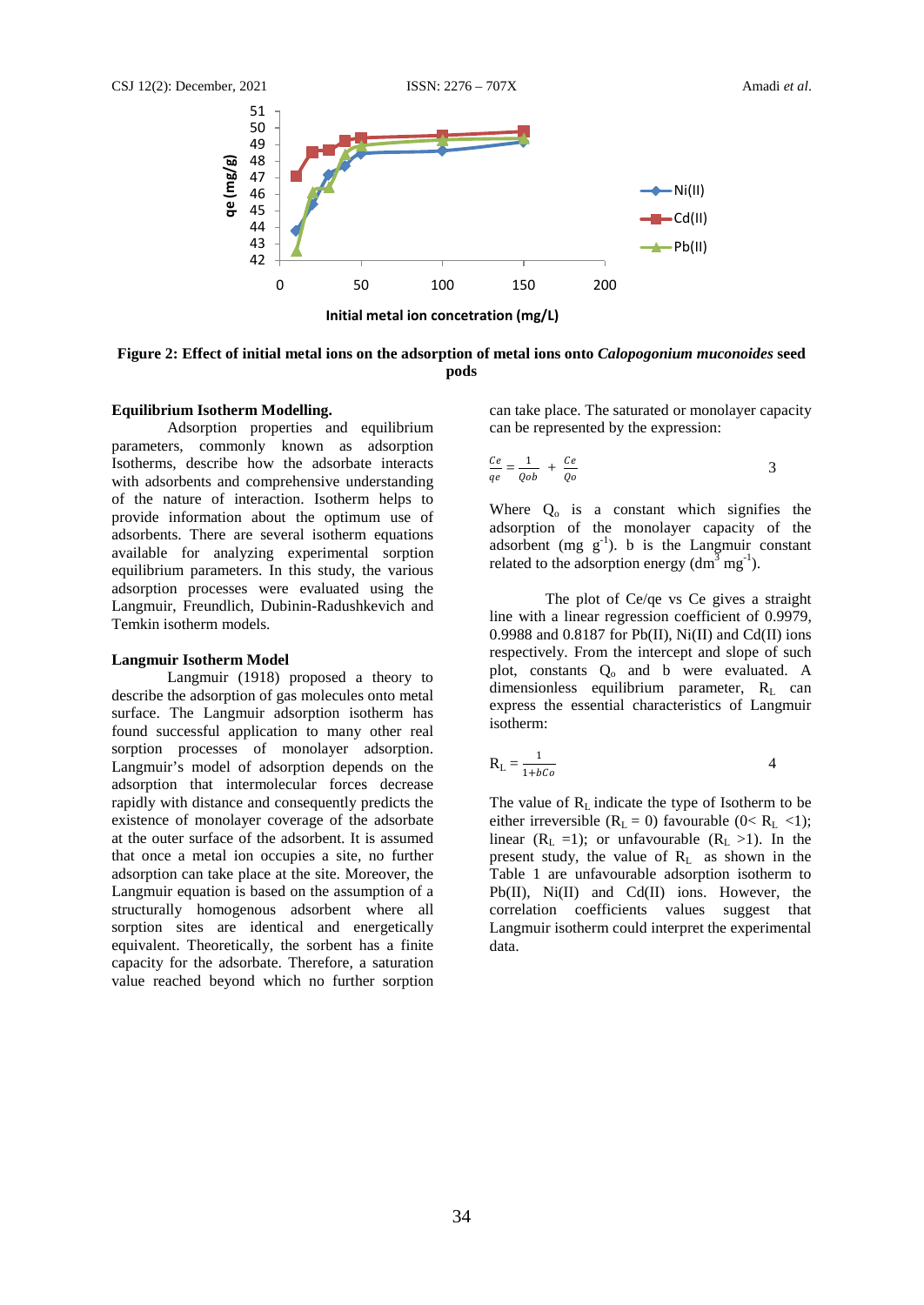**Figure 2: Effect of initial metal ions on the adsorption of metal ions onto *Calopogonium muconoides* seed pods**

**Equilibrium Isotherm Modelling.**

Adsorption properties and equilibrium parameters, commonly known as adsorption Isotherms, describe how the adsorbate interacts with adsorbents and comprehensive understanding of the nature of interaction. Isotherm helps to provide information about the optimum use of adsorbents. There are several isotherm equations available for analyzing experimental sorption equilibrium parameters. In this study, the various adsorption processes were evaluated using the Langmuir, Freundlich, Dubinin-Radushkevich and Temkin isotherm models.

**Langmuir Isotherm Model**

Langmuir (1918) proposed a theory to describe the adsorption of gas molecules onto metal surface. The Langmuir adsorption isotherm has found successful application to many other real sorption processes of monolayer adsorption. Langmuir's model of adsorption depends on the adsorption that intermolecular forces decrease rapidly with distance and consequently predicts the existence of monolayer coverage of the adsorbate at the outer surface of the adsorbent. It is assumed that once a metal ion occupies a site, no further adsorption can take place at the site. Moreover, the Langmuir equation is based on the assumption of a structurally homogenous adsorbent where all sorption sites are identical and energetically equivalent. Theoretically, the sorbent has a finite capacity for the adsorbate. Therefore, a saturation value reached beyond which no further sorption can take place. The saturated or monolayer capacity can be represented by the expression:

$$\frac{Ce}{qe} = \frac{1}{Qob} + \frac{Ce}{Qo} \qquad 3$$

Where $Q_o$ is a constant which signifies the adsorption of the monolayer capacity of the adsorbent (mg $g^{-1}$). b is the Langmuir constant related to the adsorption energy ($dm^3$ $mg^{-1}$).

The plot of Ce/qe vs Ce gives a straight line with a linear regression coefficient of 0.9979, 0.9988 and 0.8187 for Pb(II), Ni(II) and Cd(II) ions respectively. From the intercept and slope of such plot, constants $Q_o$ and b were evaluated. A dimensionless equilibrium parameter, $R_L$ can express the essential characteristics of Langmuir isotherm:

$$R_L = \frac{1}{1+bCo} \qquad 4$$

The value of $R_L$ indicate the type of Isotherm to be either irreversible ($R_L = 0$) favourable ($0 < R_L < 1$); linear ($R_L = 1$); or unfavourable ($R_L > 1$). In the present study, the value of $R_L$ as shown in the Table 1 are unfavourable adsorption isotherm to Pb(II), Ni(II) and Cd(II) ions. However, the correlation coefficients values suggest that Langmuir isotherm could interpret the experimental data.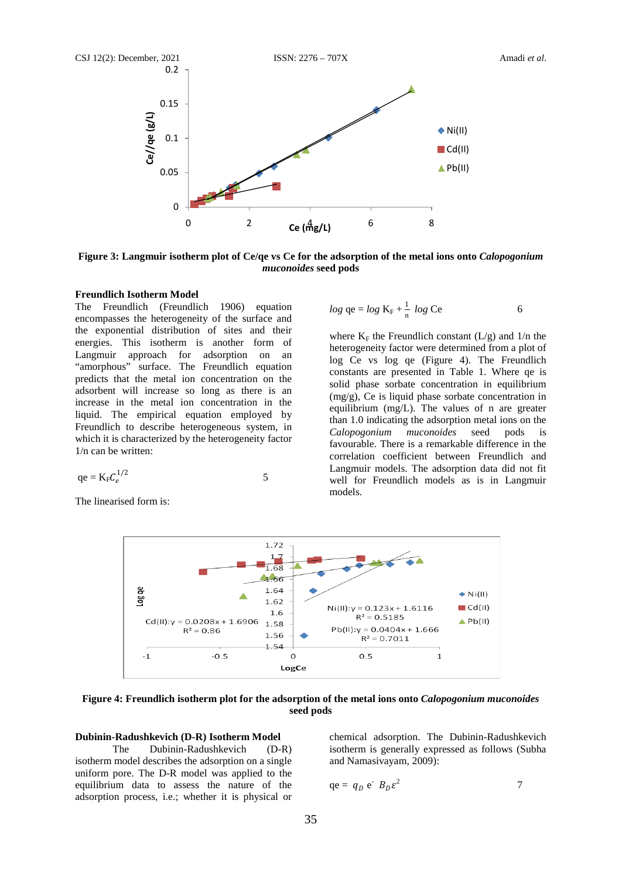Figure 3: Langmuir isotherm plot of Ce/qe vs Ce for the adsorption of the metal ions onto *Calopogonium muconoides* seed pods

### Freundlich Isotherm Model

The Freundlich (Freundlich 1906) equation encompasses the heterogeneity of the surface and the exponential distribution of sites and their energies. This isotherm is another form of Langmuir approach for adsorption on an "amorphous" surface. The Freundlich equation predicts that the metal ion concentration on the adsorbent will increase so long as there is an increase in the metal ion concentration in the liquid. The empirical equation employed by Freundlich to describe heterogeneous system, in which it is characterized by the heterogeneity factor 1/n can be written:

$$qe = K_F C_e^{1/2} \qquad 5$$

The linearised form is:

$$\log qe = \log K_F + \frac{1}{n} \log Ce \qquad 6$$

where $K_F$ the Freundlich constant (L/g) and 1/n the heterogeneity factor were determined from a plot of log Ce vs log qe (Figure 4). The Freundlich constants are presented in Table 1. Where qe is solid phase sorbate concentration in equilibrium (mg/g), Ce is liquid phase sorbate concentration in equilibrium (mg/L). The values of n are greater than 1.0 indicating the adsorption metal ions on the *Calopogonium muconoides* seed pods is favourable. There is a remarkable difference in the correlation coefficient between Freundlich and Langmuir models. The adsorption data did not fit well for Freundlich models as is in Langmuir models.

Figure 4: Freundlich isotherm plot for the adsorption of the metal ions onto *Calopogonium muconoides* seed pods

### Dubinin-Radushkevich (D-R) Isotherm Model

The Dubinin-Radushkevich (D-R) isotherm model describes the adsorption on a single uniform pore. The D-R model was applied to the equilibrium data to assess the nature of the adsorption process, i.e.; whether it is physical or chemical adsorption. The Dubinin-Radushkevich isotherm is generally expressed as follows (Subha and Namasivayam, 2009):

$$qe = q_D e^{-B_D \varepsilon^2} \qquad 7$$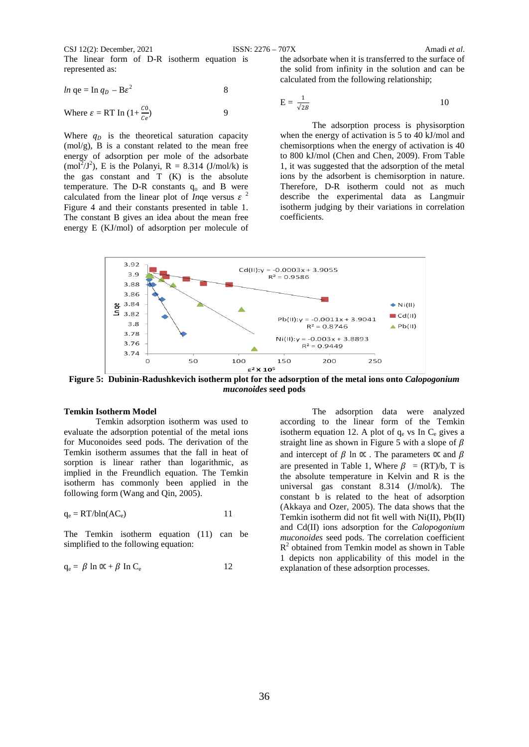The linear form of D-R isotherm equation is represented as:

$$\ln q_e = \ln q_D - B\varepsilon^2 \qquad 8$$

$$\text{Where } \varepsilon = RT \ln\left(1+\frac{C0}{Ce}\right) \qquad 9$$

Where $q_D$ is the theoretical saturation capacity (mol/g), B is a constant related to the mean free energy of adsorption per mole of the adsorbate ($mol^2/J^2$), E is the Polanyi, R = 8.314 (J/mol/k) is the gas constant and T (K) is the absolute temperature. The D-R constants $q_o$ and B were calculated from the linear plot of *In*qe versus $\varepsilon^2$ Figure 4 and their constants presented in table 1. The constant B gives an idea about the mean free energy E (KJ/mol) of adsorption per molecule of the adsorbate when it is transferred to the surface of the solid from infinity in the solution and can be calculated from the following relationship;

$$E = \frac{1}{\sqrt{2B}} \qquad 10$$

The adsorption process is physisorption when the energy of activation is 5 to 40 kJ/mol and chemisorptions when the energy of activation is 40 to 800 kJ/mol (Chen and Chen, 2009). From Table 1, it was suggested that the adsorption of the metal ions by the adsorbent is chemisorption in nature. Therefore, D-R isotherm could not as much describe the experimental data as Langmuir isotherm judging by their variations in correlation coefficients.

**Figure 5: Dubinin-Radushkevich isotherm plot for the adsorption of the metal ions onto *Calopogonium muconoides* seed pods**

### Temkin Isotherm Model

Temkin adsorption isotherm was used to evaluate the adsorption potential of the metal ions for Muconoides seed pods. The derivation of the Temkin isotherm assumes that the fall in heat of sorption is linear rather than logarithmic, as implied in the Freundlich equation. The Temkin isotherm has commonly been applied in the following form (Wang and Qin, 2005).

$$q_e = RT/b\ln(AC_e) \qquad 11$$

The Temkin isotherm equation (11) can be simplified to the following equation:

$$q_e = \beta \ln \alpha + \beta \ln C_e \qquad 12$$

The adsorption data were analyzed according to the linear form of the Temkin isotherm equation 12. A plot of $q_e$ vs In $C_e$ gives a straight line as shown in Figure 5 with a slope of $\beta$ and intercept of $\beta \ln \alpha$. The parameters $\alpha$ and $\beta$ are presented in Table 1, Where $\beta$ = (RT)/b, T is the absolute temperature in Kelvin and R is the universal gas constant 8.314 (J/mol/k). The constant b is related to the heat of adsorption (Akkaya and Ozer, 2005). The data shows that the Temkin isotherm did not fit well with Ni(II), Pb(II) and Cd(II) ions adsorption for the *Calopogonium muconoides* seed pods. The correlation coefficient $R^2$ obtained from Temkin model as shown in Table 1 depicts non applicability of this model in the explanation of these adsorption processes.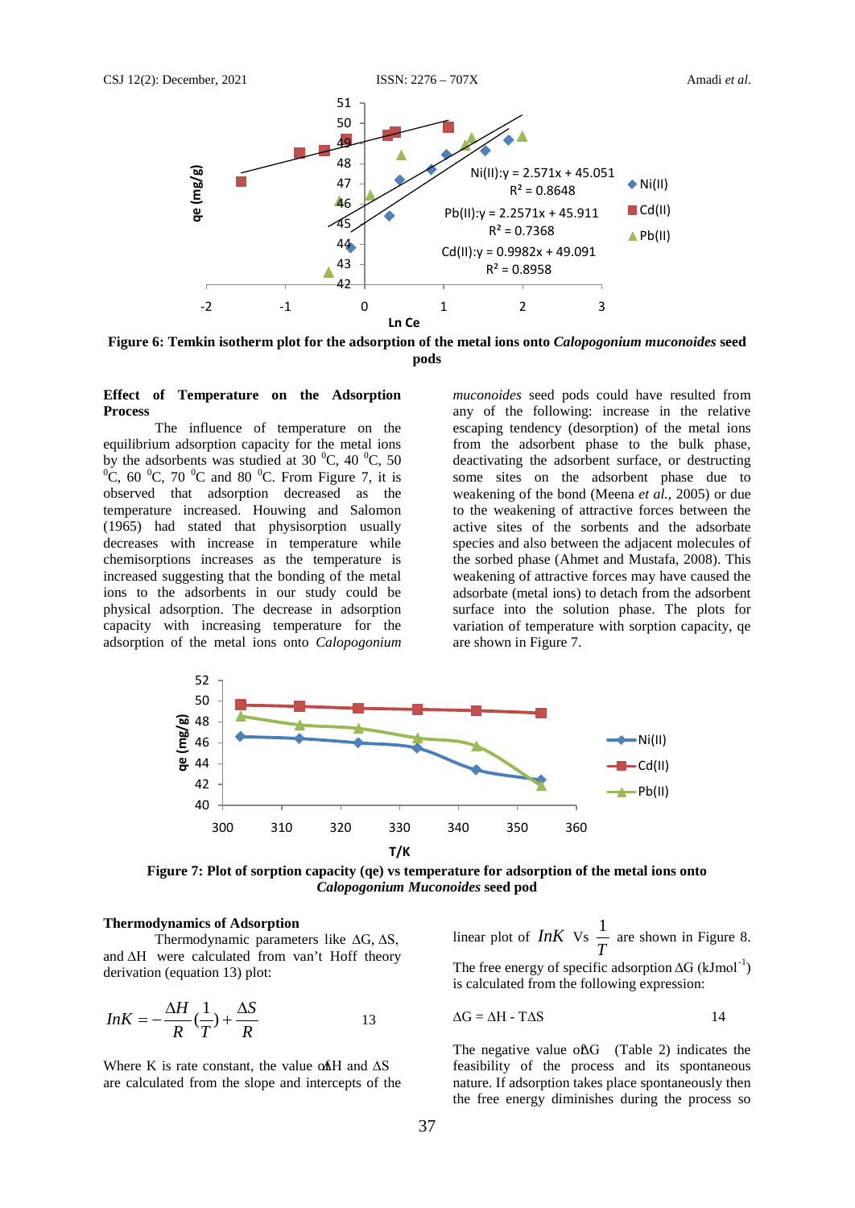Figure 6: Temkin isotherm plot for the adsorption of the metal ions onto *Calopogonium muconoides* seed pods

**Effect of Temperature on the Adsorption Process**

The influence of temperature on the equilibrium adsorption capacity for the metal ions by the adsorbents was studied at 30 $^0$C, 40 $^0$C, 50 $^0$C, 60 $^0$C, 70 $^0$C and 80 $^0$C. From Figure 7, it is observed that adsorption decreased as the temperature increased. Houwing and Salomon (1965) had stated that physisorption usually decreases with increase in temperature while chemisorptions increases as the temperature is increased suggesting that the bonding of the metal ions to the adsorbents in our study could be physical adsorption. The decrease in adsorption capacity with increasing temperature for the adsorption of the metal ions onto *Calopogonium muconoides* seed pods could have resulted from any of the following: increase in the relative escaping tendency (desorption) of the metal ions from the adsorbent phase to the bulk phase, deactivating the adsorbent surface, or destructing some sites on the adsorbent phase due to weakening of the bond (Meena *et al.*, 2005) or due to the weakening of attractive forces between the active sites of the sorbents and the adsorbate species and also between the adjacent molecules of the sorbed phase (Ahmet and Mustafa, 2008). This weakening of attractive forces may have caused the adsorbate (metal ions) to detach from the adsorbent surface into the solution phase. The plots for variation of temperature with sorption capacity, qe are shown in Figure 7.

Figure 7: Plot of sorption capacity (qe) vs temperature for adsorption of the metal ions onto *Calopogonium Muconoides* seed pod

**Thermodynamics of Adsorption**

Thermodynamic parameters like ΔG, ΔS, and ΔH were calculated from van't Hoff theory derivation (equation 13) plot:

$$InK = -\frac{\Delta H}{R}\left(\frac{1}{T}\right) + \frac{\Delta S}{R} \qquad 13$$

Where K is rate constant, the value of ΔH and ΔS are calculated from the slope and intercepts of the linear plot of $InK$ Vs $\frac{1}{T}$ are shown in Figure 8.

The free energy of specific adsorption ΔG (kJmol$^{-1}$) is calculated from the following expression:

$$\Delta G = \Delta H - T\Delta S \qquad 14$$

The negative value of ΔG (Table 2) indicates the feasibility of the process and its spontaneous nature. If adsorption takes place spontaneously then the free energy diminishes during the process so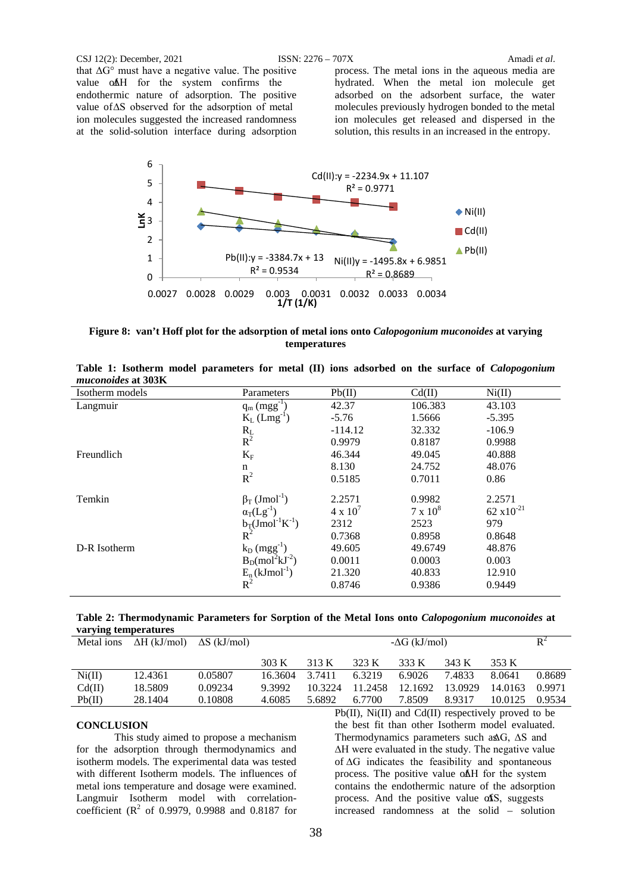that $\Delta G°$ must have a negative value. The positive value of $\Delta H$ for the system confirms the endothermic nature of adsorption. The positive value of $\Delta S$ observed for the adsorption of metal ion molecules suggested the increased randomness at the solid-solution interface during adsorption process. The metal ions in the aqueous media are hydrated. When the metal ion molecule get adsorbed on the adsorbent surface, the water molecules previously hydrogen bonded to the metal ion molecules get released and dispersed in the solution, this results in an increased in the entropy.

**Figure 8: van't Hoff plot for the adsorption of metal ions onto *Calopogonium muconoides* at varying temperatures**

**Table 1: Isotherm model parameters for metal (II) ions adsorbed on the surface of *Calopogonium muconoides* at 303K**

| Isotherm models | Parameters | Pb(II) | Cd(II) | Ni(II) |
|---|---|---|---|---|
| Langmuir | $q_m$ ($mgg^{-1}$) | 42.37 | 106.383 | 43.103 |
| | $K_L$ ($Lmg^{-1}$) | -5.76 | 1.5666 | -5.395 |
| | $R_L$ | -114.12 | 32.332 | -106.9 |
| | $R^2$ | 0.9979 | 0.8187 | 0.9988 |
| Freundlich | $K_F$ | 46.344 | 49.045 | 40.888 |
| | n | 8.130 | 24.752 | 48.076 |
| | $R^2$ | 0.5185 | 0.7011 | 0.86 |
| Temkin | $\beta_T$ ($Jmol^{-1}$) | 2.2571 | 0.9982 | 2.2571 |
| | $\alpha_T$($Lg^{-1}$) | $4 \times 10^7$ | $7 \times 10^8$ | $62 \times 10^{-21}$ |
| | $b_T$($Jmol^{-1}K^{-1}$) | 2312 | 2523 | 979 |
| | $R^2$ | 0.7368 | 0.8958 | 0.8648 |
| D-R Isotherm | $k_D$ ($mgg^{-1}$) | 49.605 | 49.6749 | 48.876 |
| | $B_D$($mol^2kJ^{-2}$) | 0.0011 | 0.0003 | 0.003 |
| | $E_n$ ($kJmol^{-1}$) | 21.320 | 40.833 | 12.910 |
| | $R^2$ | 0.8746 | 0.9386 | 0.9449 |

**Table 2: Thermodynamic Parameters for Sorption of the Metal Ions onto *Calopogonium muconoides* at varying temperatures**

| Metal ions | $\Delta H$ (kJ/mol) | $\Delta S$ (kJ/mol) | $-\Delta G$ (kJ/mol) | | | | | | $R^2$ |
|---|---|---|---|---|---|---|---|---|---|
| | | | 303 K | 313 K | 323 K | 333 K | 343 K | 353 K | |
| Ni(II) | 12.4361 | 0.05807 | 16.3604 | 3.7411 | 6.3219 | 6.9026 | 7.4833 | 8.0641 | 0.8689 |
| Cd(II) | 18.5809 | 0.09234 | 9.3992 | 10.3224 | 11.2458 | 12.1692 | 13.0929 | 14.0163 | 0.9971 |
| Pb(II) | 28.1404 | 0.10808 | 4.6085 | 5.6892 | 6.7700 | 7.8509 | 8.9317 | 10.0125 | 0.9534 |

## CONCLUSION

This study aimed to propose a mechanism for the adsorption through thermodynamics and isotherm models. The experimental data was tested with different Isotherm models. The influences of metal ions temperature and dosage were examined. Langmuir Isotherm model with correlation-coefficient ($R^2$ of 0.9979, 0.9988 and 0.8187 for Pb(II), Ni(II) and Cd(II) respectively proved to be the best fit than other Isotherm model evaluated. Thermodynamics parameters such as $\Delta G$, $\Delta S$ and $\Delta H$ were evaluated in the study. The negative value of $\Delta G$ indicates the feasibility and spontaneous process. The positive value of $\Delta H$ for the system contains the endothermic nature of the adsorption process. And the positive value of $\Delta S$, suggests increased randomness at the solid – solution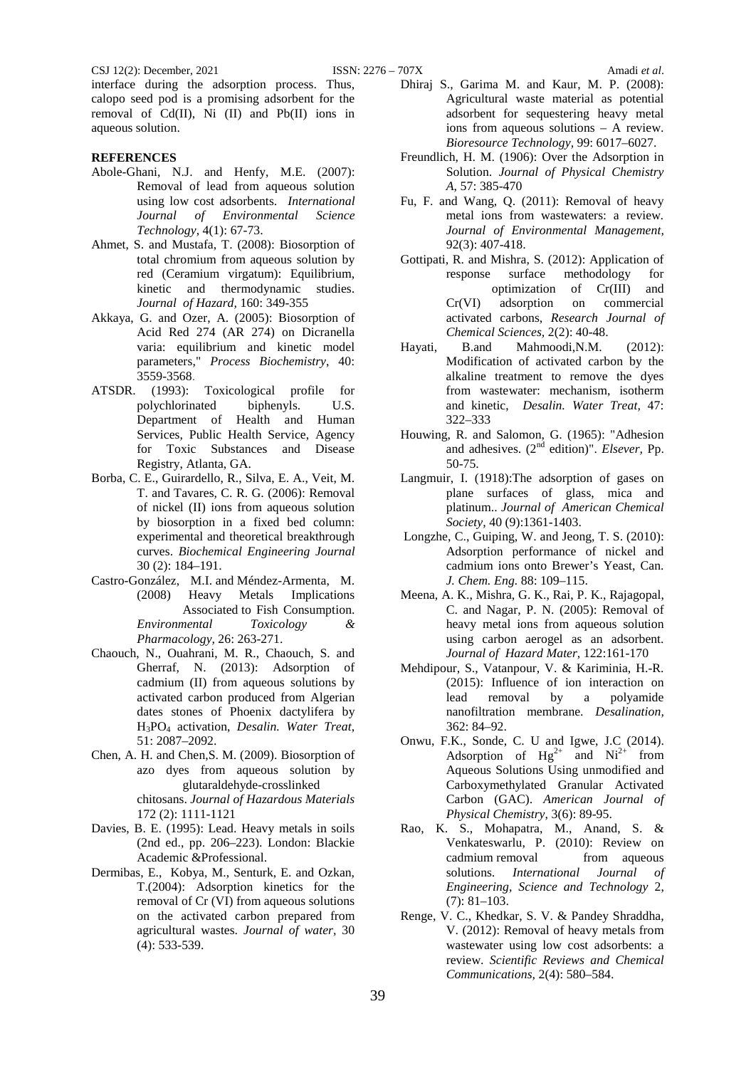interface during the adsorption process. Thus, calopo seed pod is a promising adsorbent for the removal of Cd(II), Ni (II) and Pb(II) ions in aqueous solution.

## REFERENCES

Abole-Ghani, N.J. and Henfy, M.E. (2007): Removal of lead from aqueous solution using low cost adsorbents. *International Journal of Environmental Science Technology*, 4(1): 67-73.

Ahmet, S. and Mustafa, T. (2008): Biosorption of total chromium from aqueous solution by red (Ceramium virgatum): Equilibrium, kinetic and thermodynamic studies. *Journal of Hazard,* 160: 349-355

Akkaya, G. and Ozer, A. (2005): Biosorption of Acid Red 274 (AR 274) on Dicranella varia: equilibrium and kinetic model parameters," *Process Biochemistry*, 40: 3559-3568.

ATSDR. (1993): Toxicological profile for polychlorinated biphenyls. U.S. Department of Health and Human Services, Public Health Service, Agency for Toxic Substances and Disease Registry, Atlanta, GA.

Borba, C. E., Guirardello, R., Silva, E. A., Veit, M. T. and Tavares, C. R. G. (2006): Removal of nickel (II) ions from aqueous solution by biosorption in a fixed bed column: experimental and theoretical breakthrough curves. *Biochemical Engineering Journal* 30 (2): 184–191.

Castro-González, M.I. and Méndez-Armenta, M. (2008) Heavy Metals Implications Associated to Fish Consumption. *Environmental Toxicology & Pharmacology*, 26: 263-271.

Chaouch, N., Ouahrani, M. R., Chaouch, S. and Gherraf, N. (2013): Adsorption of cadmium (II) from aqueous solutions by activated carbon produced from Algerian dates stones of Phoenix dactylifera by $H_3PO_4$ activation, *Desalin. Water Treat*, 51: 2087–2092.

Chen, A. H. and Chen,S. M. (2009). Biosorption of azo dyes from aqueous solution by glutaraldehyde-crosslinked chitosans. *Journal of Hazardous Materials* 172 (2): 1111-1121

Davies, B. E. (1995): Lead. Heavy metals in soils (2nd ed., pp. 206–223). London: Blackie Academic &Professional.

Dermibas, E., Kobya, M., Senturk, E. and Ozkan, T.(2004): Adsorption kinetics for the removal of Cr (VI) from aqueous solutions on the activated carbon prepared from agricultural wastes. *Journal of water*, 30 (4): 533-539.

Dhiraj S., Garima M. and Kaur, M. P. (2008): Agricultural waste material as potential adsorbent for sequestering heavy metal ions from aqueous solutions – A review. *Bioresource Technology*, 99: 6017–6027.

Freundlich, H. M. (1906): Over the Adsorption in Solution. *Journal of Physical Chemistry A,* 57: 385-470

Fu, F. and Wang, Q. (2011): Removal of heavy metal ions from wastewaters: a review. *Journal of Environmental Management,* 92(3): 407-418.

Gottipati, R. and Mishra, S. (2012): Application of response surface methodology for optimization of Cr(III) and Cr(VI) adsorption on commercial activated carbons, *Research Journal of Chemical Sciences,* 2(2): 40-48.

Hayati, B.and Mahmoodi,N.M. (2012): Modification of activated carbon by the alkaline treatment to remove the dyes from wastewater: mechanism, isotherm and kinetic, *Desalin. Water Treat,* 47: 322–333

Houwing, R. and Salomon, G. (1965): "Adhesion and adhesives. (2nd edition)". *Elsever,* Pp. 50-75.

Langmuir, I. (1918):The adsorption of gases on plane surfaces of glass, mica and platinum.. *Journal of American Chemical Society*, 40 (9):1361-1403.

Longzhe, C., Guiping, W. and Jeong, T. S. (2010): Adsorption performance of nickel and cadmium ions onto Brewer's Yeast, Can. *J. Chem. Eng*. 88: 109–115.

Meena, A. K., Mishra, G. K., Rai, P. K., Rajagopal, C. and Nagar, P. N. (2005): Removal of heavy metal ions from aqueous solution using carbon aerogel as an adsorbent. *Journal of Hazard Mater*, 122:161-170

Mehdipour, S., Vatanpour, V. & Kariminia, H.-R. (2015): Influence of ion interaction on lead removal by a polyamide nanofiltration membrane. *Desalination,* 362: 84–92.

Onwu, F.K., Sonde, C. U and Igwe, J.C (2014). Adsorption of $Hg^{2+}$ and $Ni^{2+}$ from Aqueous Solutions Using unmodified and Carboxymethylated Granular Activated Carbon (GAC). *American Journal of Physical Chemistry*, 3(6): 89-95.

Rao, K. S., Mohapatra, M., Anand, S. & Venkateswarlu, P. (2010): Review on cadmium removal from aqueous solutions. *International Journal of Engineering, Science and Technology* 2, (7): 81–103.

Renge, V. C., Khedkar, S. V. & Pandey Shraddha, V. (2012): Removal of heavy metals from wastewater using low cost adsorbents: a review. *Scientific Reviews and Chemical Communications,* 2(4): 580–584.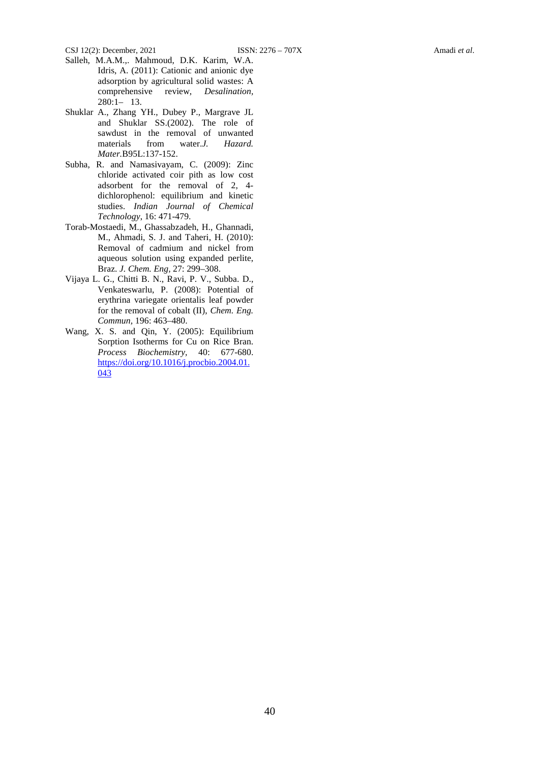Salleh, M.A.M.,. Mahmoud, D.K. Karim, W.A. Idris, A. (2011): Cationic and anionic dye adsorption by agricultural solid wastes: A comprehensive review, *Desalination*, 280:1– 13.

Shuklar A., Zhang YH., Dubey P., Margrave JL and Shuklar SS.(2002). The role of sawdust in the removal of unwanted materials from water.*J. Hazard. Mater.*B95L:137-152.

Subha, R. and Namasivayam, C. (2009): Zinc chloride activated coir pith as low cost adsorbent for the removal of 2, 4-dichlorophenol: equilibrium and kinetic studies. *Indian Journal of Chemical Technology*, 16: 471-479.

Torab-Mostaedi, M., Ghassabzadeh, H., Ghannadi, M., Ahmadi, S. J. and Taheri, H. (2010): Removal of cadmium and nickel from aqueous solution using expanded perlite, Braz. *J. Chem. Eng*, 27: 299–308.

Vijaya L. G., Chitti B. N., Ravi, P. V., Subba. D., Venkateswarlu, P. (2008): Potential of erythrina variegate orientalis leaf powder for the removal of cobalt (II), *Chem. Eng. Commun,* 196: 463–480.

Wang, X. S. and Qin, Y. (2005): Equilibrium Sorption Isotherms for Cu on Rice Bran. *Process Biochemistry,* 40: 677-680. https://doi.org/10.1016/j.procbio.2004.01.043